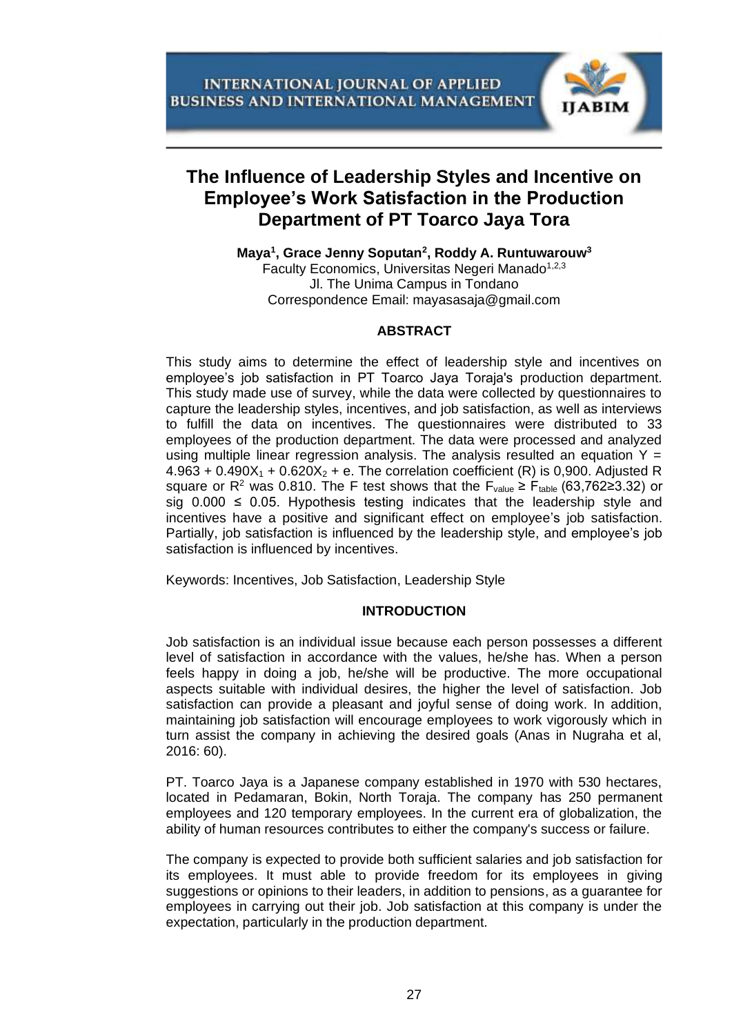# The Influence of Leadership Styles and Incentive on Employee's Work Satisfaction in the Production Department of PT Toarco Jaya Tora

**Maya[1], Grace Jenny Soputan[2], Roddy A. Runtuwarouw[3]**

Faculty Economics, Universitas Negeri Manado[1,2,3]

Jl. The Unima Campus in Tondano

Correspondence Email: mayasasaja@gmail.com

## ABSTRACT

This study aims to determine the effect of leadership style and incentives on employee's job satisfaction in PT Toarco Jaya Toraja's production department. This study made use of survey, while the data were collected by questionnaires to capture the leadership styles, incentives, and job satisfaction, as well as interviews to fulfill the data on incentives. The questionnaires were distributed to 33 employees of the production department. The data were processed and analyzed using multiple linear regression analysis. The analysis resulted an equation $Y = 4.963 + 0.490X_1 + 0.620X_2 + e$. The correlation coefficient (R) is 0,900. Adjusted R square or $R^2$ was 0.810. The F test shows that the $F_{value} \geq F_{table}$ (63,762≥3.32) or sig 0.000 ≤ 0.05. Hypothesis testing indicates that the leadership style and incentives have a positive and significant effect on employee's job satisfaction. Partially, job satisfaction is influenced by the leadership style, and employee's job satisfaction is influenced by incentives.

Keywords: Incentives, Job Satisfaction, Leadership Style

## INTRODUCTION

Job satisfaction is an individual issue because each person possesses a different level of satisfaction in accordance with the values, he/she has. When a person feels happy in doing a job, he/she will be productive. The more occupational aspects suitable with individual desires, the higher the level of satisfaction. Job satisfaction can provide a pleasant and joyful sense of doing work. In addition, maintaining job satisfaction will encourage employees to work vigorously which in turn assist the company in achieving the desired goals (Anas in Nugraha et al, 2016: 60).

PT. Toarco Jaya is a Japanese company established in 1970 with 530 hectares, located in Pedamaran, Bokin, North Toraja. The company has 250 permanent employees and 120 temporary employees. In the current era of globalization, the ability of human resources contributes to either the company's success or failure.

The company is expected to provide both sufficient salaries and job satisfaction for its employees. It must able to provide freedom for its employees in giving suggestions or opinions to their leaders, in addition to pensions, as a guarantee for employees in carrying out their job. Job satisfaction at this company is under the expectation, particularly in the production department.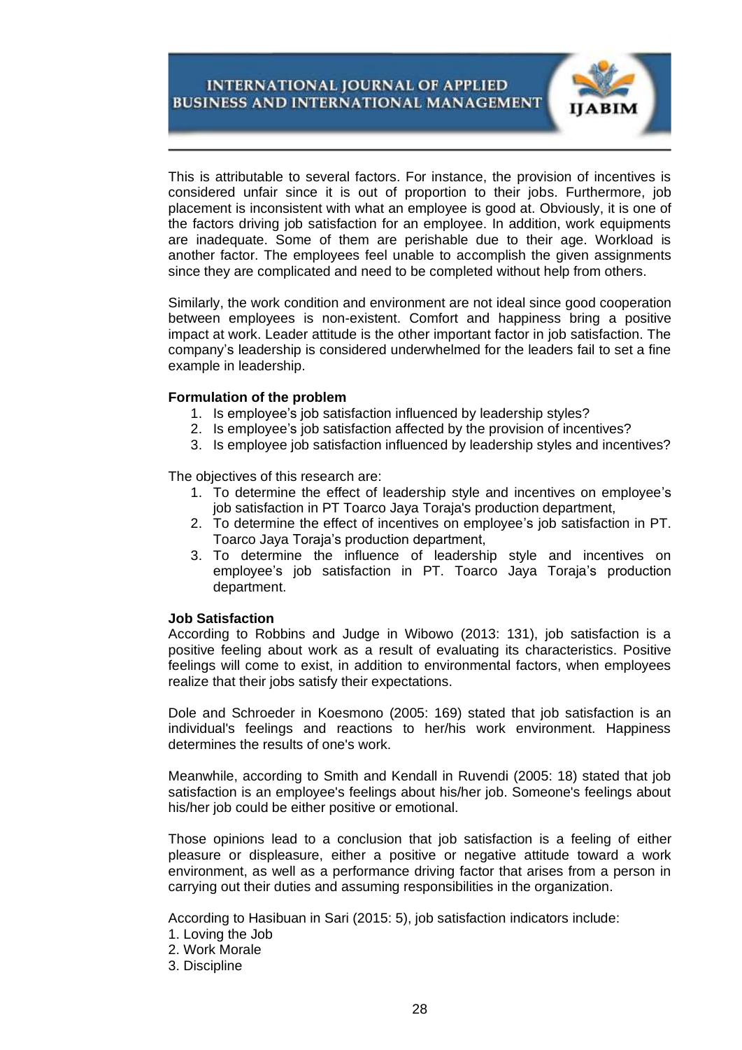This is attributable to several factors. For instance, the provision of incentives is considered unfair since it is out of proportion to their jobs. Furthermore, job placement is inconsistent with what an employee is good at. Obviously, it is one of the factors driving job satisfaction for an employee. In addition, work equipments are inadequate. Some of them are perishable due to their age. Workload is another factor. The employees feel unable to accomplish the given assignments since they are complicated and need to be completed without help from others.

Similarly, the work condition and environment are not ideal since good cooperation between employees is non-existent. Comfort and happiness bring a positive impact at work. Leader attitude is the other important factor in job satisfaction. The company's leadership is considered underwhelmed for the leaders fail to set a fine example in leadership.

**Formulation of the problem**

1. Is employee's job satisfaction influenced by leadership styles?
2. Is employee's job satisfaction affected by the provision of incentives?
3. Is employee job satisfaction influenced by leadership styles and incentives?

The objectives of this research are:

1. To determine the effect of leadership style and incentives on employee's job satisfaction in PT Toarco Jaya Toraja's production department,
2. To determine the effect of incentives on employee's job satisfaction in PT. Toarco Jaya Toraja's production department,
3. To determine the influence of leadership style and incentives on employee's job satisfaction in PT. Toarco Jaya Toraja's production department.

**Job Satisfaction**

According to Robbins and Judge in Wibowo (2013: 131), job satisfaction is a positive feeling about work as a result of evaluating its characteristics. Positive feelings will come to exist, in addition to environmental factors, when employees realize that their jobs satisfy their expectations.

Dole and Schroeder in Koesmono (2005: 169) stated that job satisfaction is an individual's feelings and reactions to her/his work environment. Happiness determines the results of one's work.

Meanwhile, according to Smith and Kendall in Ruvendi (2005: 18) stated that job satisfaction is an employee's feelings about his/her job. Someone's feelings about his/her job could be either positive or emotional.

Those opinions lead to a conclusion that job satisfaction is a feeling of either pleasure or displeasure, either a positive or negative attitude toward a work environment, as well as a performance driving factor that arises from a person in carrying out their duties and assuming responsibilities in the organization.

According to Hasibuan in Sari (2015: 5), job satisfaction indicators include:

1. Loving the Job
2. Work Morale
3. Discipline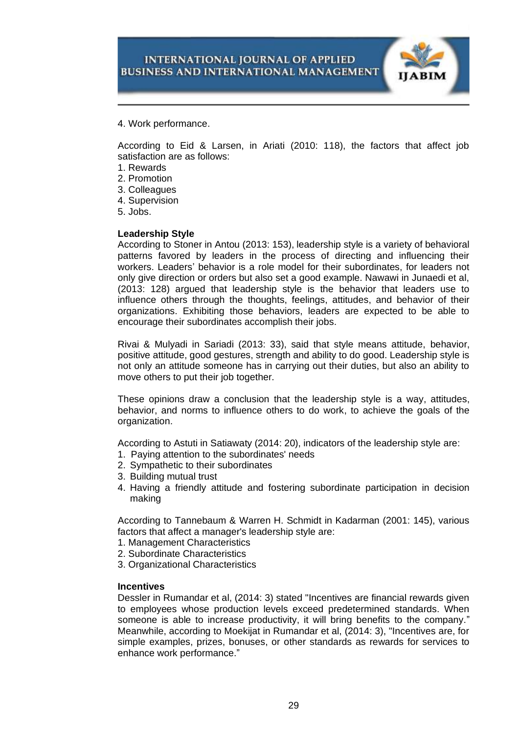4. Work performance.

According to Eid & Larsen, in Ariati (2010: 118), the factors that affect job satisfaction are as follows:
1. Rewards
2. Promotion
3. Colleagues
4. Supervision
5. Jobs.

**Leadership Style**

According to Stoner in Antou (2013: 153), leadership style is a variety of behavioral patterns favored by leaders in the process of directing and influencing their workers. Leaders' behavior is a role model for their subordinates, for leaders not only give direction or orders but also set a good example. Nawawi in Junaedi et al, (2013: 128) argued that leadership style is the behavior that leaders use to influence others through the thoughts, feelings, attitudes, and behavior of their organizations. Exhibiting those behaviors, leaders are expected to be able to encourage their subordinates accomplish their jobs.

Rivai & Mulyadi in Sariadi (2013: 33), said that style means attitude, behavior, positive attitude, good gestures, strength and ability to do good. Leadership style is not only an attitude someone has in carrying out their duties, but also an ability to move others to put their job together.

These opinions draw a conclusion that the leadership style is a way, attitudes, behavior, and norms to influence others to do work, to achieve the goals of the organization.

According to Astuti in Satiawaty (2014: 20), indicators of the leadership style are:
1. Paying attention to the subordinates' needs
2. Sympathetic to their subordinates
3. Building mutual trust
4. Having a friendly attitude and fostering subordinate participation in decision making

According to Tannebaum & Warren H. Schmidt in Kadarman (2001: 145), various factors that affect a manager's leadership style are:
1. Management Characteristics
2. Subordinate Characteristics
3. Organizational Characteristics

**Incentives**

Dessler in Rumandar et al, (2014: 3) stated "Incentives are financial rewards given to employees whose production levels exceed predetermined standards. When someone is able to increase productivity, it will bring benefits to the company." Meanwhile, according to Moekijat in Rumandar et al, (2014: 3), "Incentives are, for simple examples, prizes, bonuses, or other standards as rewards for services to enhance work performance."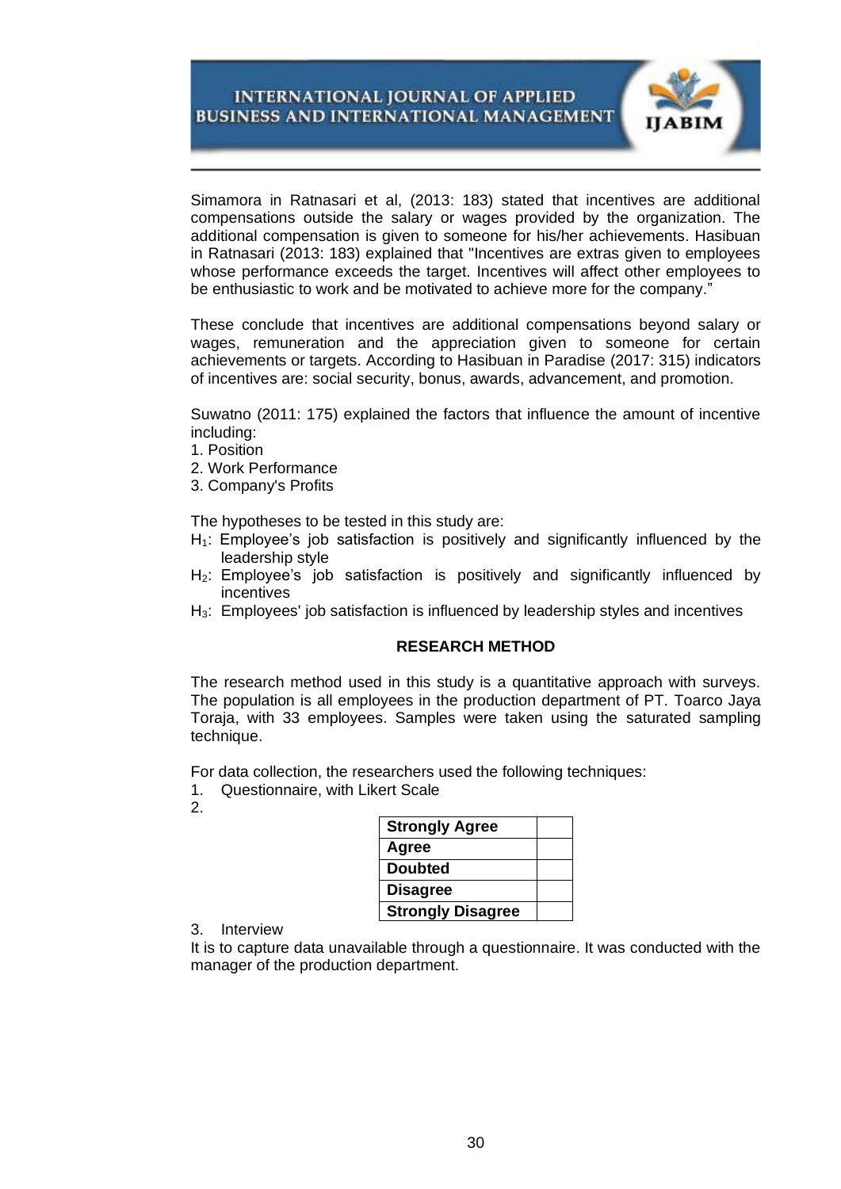Simamora in Ratnasari et al, (2013: 183) stated that incentives are additional compensations outside the salary or wages provided by the organization. The additional compensation is given to someone for his/her achievements. Hasibuan in Ratnasari (2013: 183) explained that "Incentives are extras given to employees whose performance exceeds the target. Incentives will affect other employees to be enthusiastic to work and be motivated to achieve more for the company."

These conclude that incentives are additional compensations beyond salary or wages, remuneration and the appreciation given to someone for certain achievements or targets. According to Hasibuan in Paradise (2017: 315) indicators of incentives are: social security, bonus, awards, advancement, and promotion.

Suwatno (2011: 175) explained the factors that influence the amount of incentive including:

1. Position
2. Work Performance
3. Company's Profits

The hypotheses to be tested in this study are:

$H_1$: Employee's job satisfaction is positively and significantly influenced by the leadership style

$H_2$: Employee's job satisfaction is positively and significantly influenced by incentives

$H_3$: Employees' job satisfaction is influenced by leadership styles and incentives

## RESEARCH METHOD

The research method used in this study is a quantitative approach with surveys. The population is all employees in the production department of PT. Toarco Jaya Toraja, with 33 employees. Samples were taken using the saturated sampling technique.

For data collection, the researchers used the following techniques:

1. Questionnaire, with Likert Scale
2.

| **Strongly Agree** | |
|---|---|
| **Agree** | |
| **Doubted** | |
| **Disagree** | |
| **Strongly Disagree** | |

3. Interview

It is to capture data unavailable through a questionnaire. It was conducted with the manager of the production department.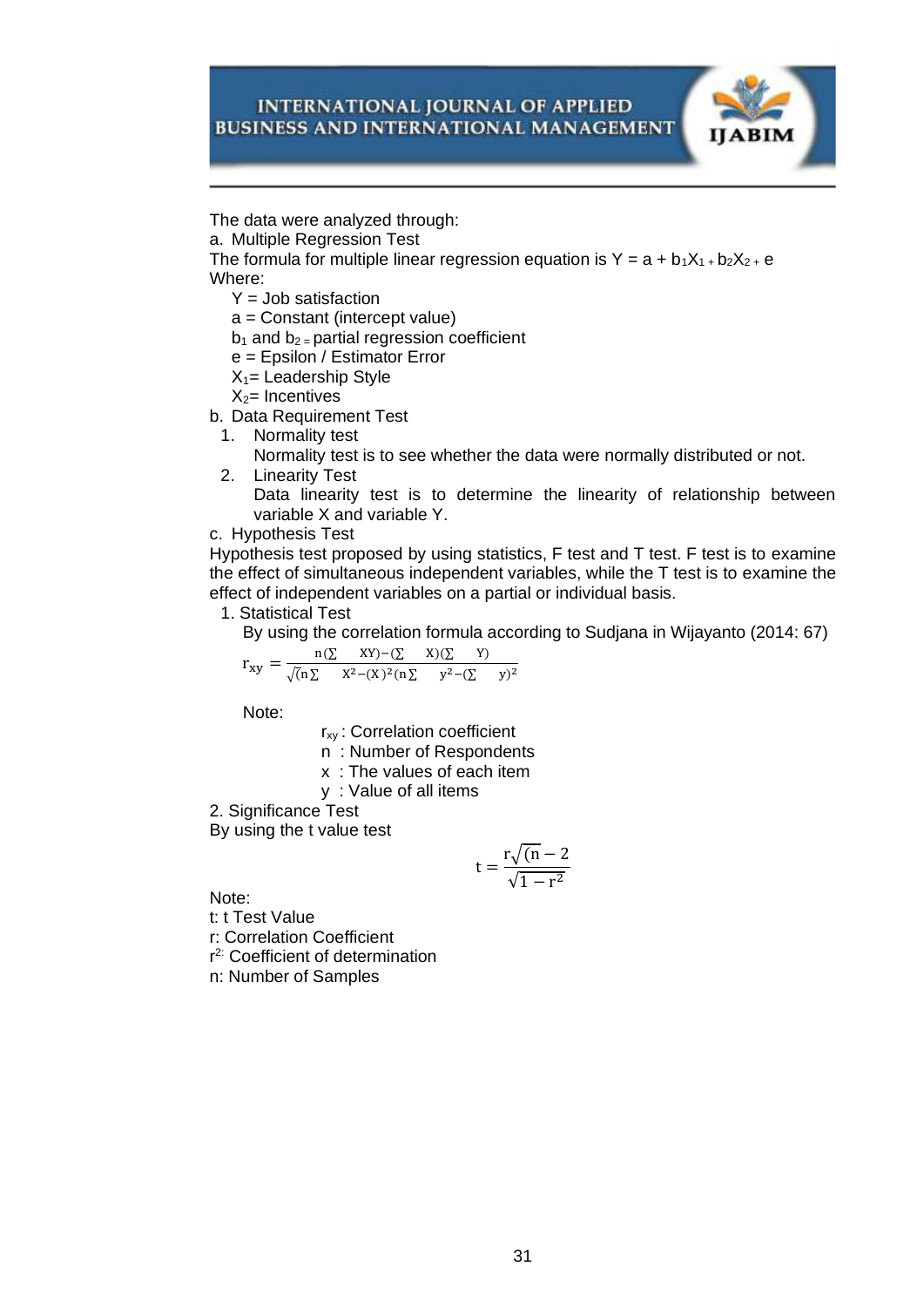The data were analyzed through:

a. Multiple Regression Test

The formula for multiple linear regression equation is $Y = a + b_1X_1 + b_2X_2 + e$

Where:

$Y$ = Job satisfaction

$a$ = Constant (intercept value)

$b_1$ and $b_2$ = partial regression coefficient

$e$ = Epsilon / Estimator Error

$X_1$= Leadership Style

$X_2$= Incentives

b. Data Requirement Test

1. Normality test

   Normality test is to see whether the data were normally distributed or not.

2. Linearity Test

   Data linearity test is to determine the linearity of relationship between variable X and variable Y.

c. Hypothesis Test

Hypothesis test proposed by using statistics, F test and T test. F test is to examine the effect of simultaneous independent variables, while the T test is to examine the effect of independent variables on a partial or individual basis.

1. Statistical Test

   By using the correlation formula according to Sudjana in Wijayanto (2014: 67)

$$r_{xy} = \frac{n(\sum XY) - (\sum X)(\sum Y)}{\sqrt{(n\sum X^2 - (X)^2(n\sum y^2 - (\sum y)^2}}$$

Note:

$r_{xy}$ : Correlation coefficient

n : Number of Respondents

x : The values of each item

y : Value of all items

2. Significance Test

By using the t value test

$$t = \frac{r\sqrt{(n-2}}{\sqrt{1-r^2}}$$

Note:

t: t Test Value

r: Correlation Coefficient

$r^2$: Coefficient of determination

n: Number of Samples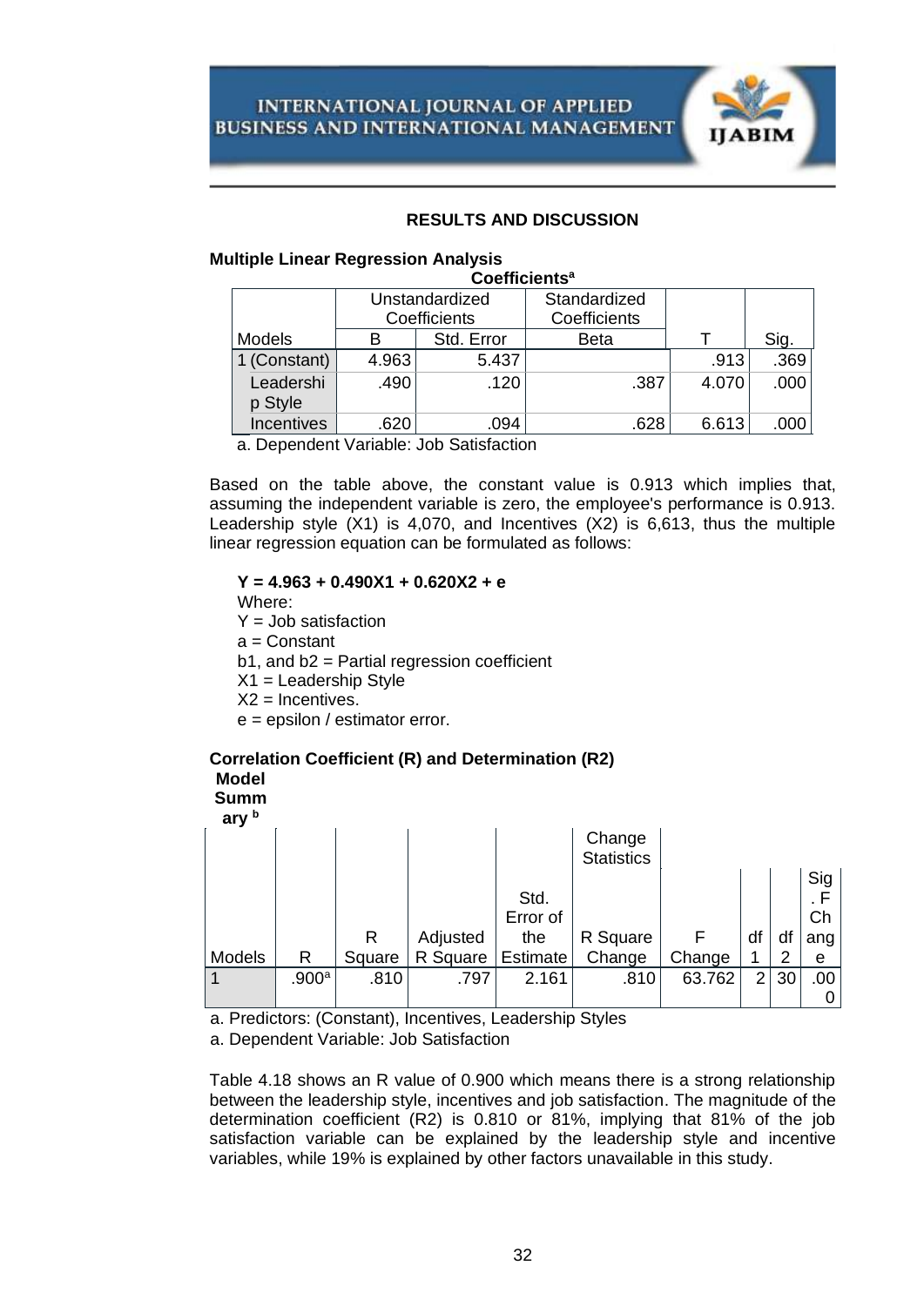## RESULTS AND DISCUSSION

### Multiple Linear Regression Analysis

**Coefficients[a]**

| Models | Unstandardized Coefficients | | Standardized Coefficients | T | Sig. |
|---|---|---|---|---|---|
| | B | Std. Error | Beta | | |
| 1 (Constant) | 4.963 | 5.437 | | .913 | .369 |
| Leadership Style | .490 | .120 | .387 | 4.070 | .000 |
| Incentives | .620 | .094 | .628 | 6.613 | .000 |

a. Dependent Variable: Job Satisfaction

Based on the table above, the constant value is 0.913 which implies that, assuming the independent variable is zero, the employee's performance is 0.913. Leadership style (X1) is 4,070, and Incentives (X2) is 6,613, thus the multiple linear regression equation can be formulated as follows:

$$Y = 4.963 + 0.490X1 + 0.620X2 + e$$

Where:
Y = Job satisfaction
a = Constant
b1, and b2 = Partial regression coefficient
X1 = Leadership Style
X2 = Incentives.
e = epsilon / estimator error.

### Correlation Coefficient (R) and Determination (R2)

**Model Summary[b]**

| Models | R | R Square | Adjusted R Square | Std. Error of the Estimate | Change Statistics | | | | |
|---|---|---|---|---|---|---|---|---|---|
| | | | | | R Square Change | F Change | df1 | df2 | Sig. F Change |
| 1 | .900[a] | .810 | .797 | 2.161 | .810 | 63.762 | 2 | 30 | .000 |

a. Predictors: (Constant), Incentives, Leadership Styles
a. Dependent Variable: Job Satisfaction

Table 4.18 shows an R value of 0.900 which means there is a strong relationship between the leadership style, incentives and job satisfaction. The magnitude of the determination coefficient (R2) is 0.810 or 81%, implying that 81% of the job satisfaction variable can be explained by the leadership style and incentive variables, while 19% is explained by other factors unavailable in this study.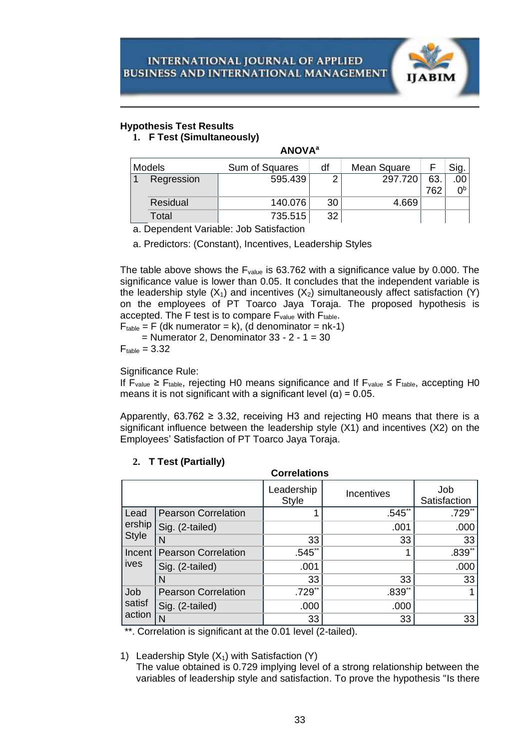**Hypothesis Test Results**

1. **F Test (Simultaneously)**

**ANOVA**[a]

| Models | | Sum of Squares | df | Mean Square | F | Sig. |
|---|---|---|---|---|---|---|
| 1 | Regression | 595.439 | 2 | 297.720 | 63.762 | .000[b] |
| | Residual | 140.076 | 30 | 4.669 | | |
| | Total | 735.515 | 32 | | | |

a. Dependent Variable: Job Satisfaction

a. Predictors: (Constant), Incentives, Leadership Styles

The table above shows the $F_{value}$ is 63.762 with a significance value by 0.000. The significance value is lower than 0.05. It concludes that the independent variable is the leadership style ($X_1$) and incentives ($X_2$) simultaneously affect satisfaction (Y) on the employees of PT Toarco Jaya Toraja. The proposed hypothesis is accepted. The F test is to compare $F_{value}$ with $F_{table}$.

$F_{table}$ = F (dk numerator = k), (d denominator = nk-1)

= Numerator 2, Denominator 33 - 2 - 1 = 30

$F_{table}$ = 3.32

Significance Rule:

If $F_{value} \geq F_{table}$, rejecting H0 means significance and If $F_{value} \leq F_{table}$, accepting H0 means it is not significant with a significant level ($\alpha$) = 0.05.

Apparently, $63.762 \geq 3.32$, receiving H3 and rejecting H0 means that there is a significant influence between the leadership style (X1) and incentives (X2) on the Employees' Satisfaction of PT Toarco Jaya Toraja.

2. **T Test (Partially)**

**Correlations**

| | | Leadership Style | Incentives | Job Satisfaction |
|---|---|---|---|---|
| Leadership Style | Pearson Correlation | 1 | .545** | .729** |
| | Sig. (2-tailed) | | .001 | .000 |
| | N | 33 | 33 | 33 |
| Incentives | Pearson Correlation | .545** | 1 | .839** |
| | Sig. (2-tailed) | .001 | | .000 |
| | N | 33 | 33 | 33 |
| Job satisfaction | Pearson Correlation | .729** | .839** | 1 |
| | Sig. (2-tailed) | .000 | .000 | |
| | N | 33 | 33 | 33 |

**. Correlation is significant at the 0.01 level (2-tailed).

1) Leadership Style ($X_1$) with Satisfaction (Y)

The value obtained is 0.729 implying level of a strong relationship between the variables of leadership style and satisfaction. To prove the hypothesis "Is there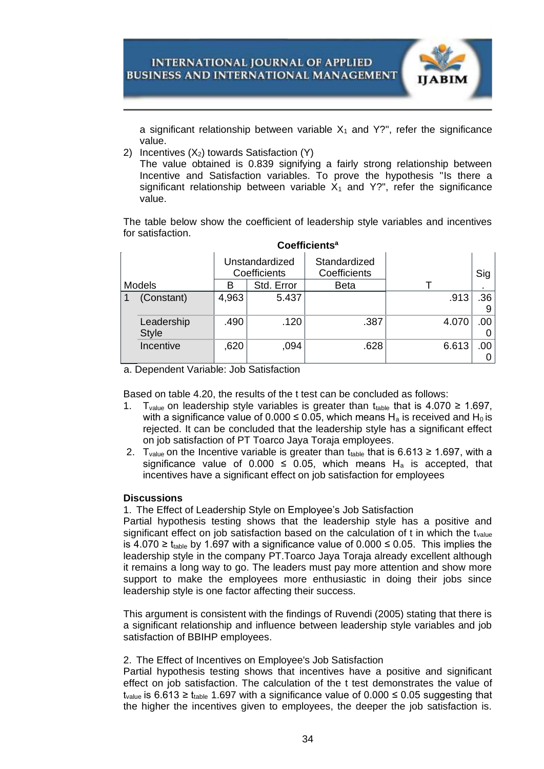a significant relationship between variable $X_1$ and Y?", refer the significance value.

2) Incentives ($X_2$) towards Satisfaction (Y)
   The value obtained is 0.839 signifying a fairly strong relationship between Incentive and Satisfaction variables. To prove the hypothesis "Is there a significant relationship between variable $X_1$ and Y?", refer the significance value.

The table below show the coefficient of leadership style variables and incentives for satisfaction.

**Coefficients[a]**

| Models | | Unstandardized Coefficients | | Standardized Coefficients | T | Sig. |
|---|---|---|---|---|---|---|
| | | B | Std. Error | Beta | | |
| 1 | (Constant) | 4,963 | 5.437 | | .913 | .369 |
| | Leadership Style | .490 | .120 | .387 | 4.070 | .000 |
| | Incentive | ,620 | ,094 | .628 | 6.613 | .000 |

a. Dependent Variable: Job Satisfaction

Based on table 4.20, the results of the t test can be concluded as follows:

1. $T_{value}$ on leadership style variables is greater than $t_{table}$ that is $4.070 \geq 1.697$, with a significance value of $0.000 \leq 0.05$, which means $H_a$ is received and $H_0$ is rejected. It can be concluded that the leadership style has a significant effect on job satisfaction of PT Toarco Jaya Toraja employees.
2. $T_{value}$ on the Incentive variable is greater than $t_{table}$ that is $6.613 \geq 1.697$, with a significance value of $0.000 \leq 0.05$, which means $H_a$ is accepted, that incentives have a significant effect on job satisfaction for employees

**Discussions**

1. The Effect of Leadership Style on Employee's Job Satisfaction

Partial hypothesis testing shows that the leadership style has a positive and significant effect on job satisfaction based on the calculation of t in which the $t_{value}$ is $4.070 \geq t_{table}$ by 1.697 with a significance value of $0.000 \leq 0.05$. This implies the leadership style in the company PT.Toarco Jaya Toraja already excellent although it remains a long way to go. The leaders must pay more attention and show more support to make the employees more enthusiastic in doing their jobs since leadership style is one factor affecting their success.

This argument is consistent with the findings of Ruvendi (2005) stating that there is a significant relationship and influence between leadership style variables and job satisfaction of BBIHP employees.

2. The Effect of Incentives on Employee's Job Satisfaction

Partial hypothesis testing shows that incentives have a positive and significant effect on job satisfaction. The calculation of the t test demonstrates the value of $t_{value}$ is $6.613 \geq t_{table}$ 1.697 with a significance value of $0.000 \leq 0.05$ suggesting that the higher the incentives given to employees, the deeper the job satisfaction is.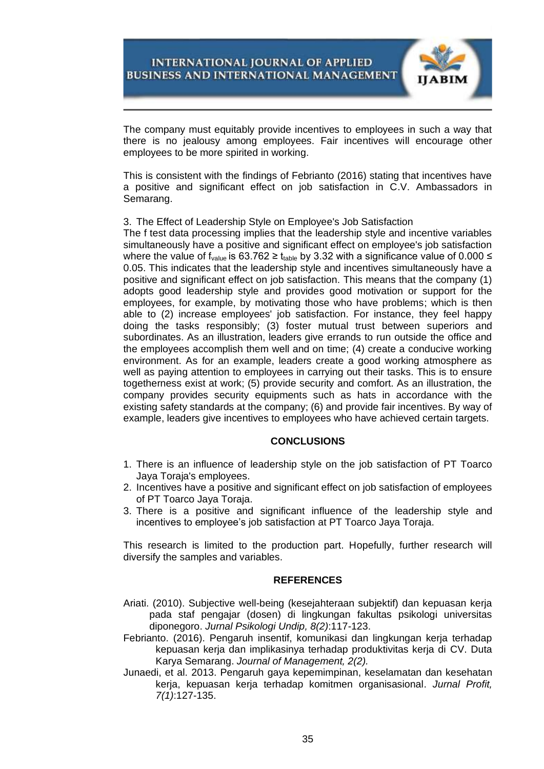The company must equitably provide incentives to employees in such a way that there is no jealousy among employees. Fair incentives will encourage other employees to be more spirited in working.

This is consistent with the findings of Febrianto (2016) stating that incentives have a positive and significant effect on job satisfaction in C.V. Ambassadors in Semarang.

3. The Effect of Leadership Style on Employee's Job Satisfaction

The f test data processing implies that the leadership style and incentive variables simultaneously have a positive and significant effect on employee's job satisfaction where the value of $f_{value}$ is 63.762 ≥ $t_{table}$ by 3.32 with a significance value of 0.000 ≤ 0.05. This indicates that the leadership style and incentives simultaneously have a positive and significant effect on job satisfaction. This means that the company (1) adopts good leadership style and provides good motivation or support for the employees, for example, by motivating those who have problems; which is then able to (2) increase employees' job satisfaction. For instance, they feel happy doing the tasks responsibly; (3) foster mutual trust between superiors and subordinates. As an illustration, leaders give errands to run outside the office and the employees accomplish them well and on time; (4) create a conducive working environment. As for an example, leaders create a good working atmosphere as well as paying attention to employees in carrying out their tasks. This is to ensure togetherness exist at work; (5) provide security and comfort. As an illustration, the company provides security equipments such as hats in accordance with the existing safety standards at the company; (6) and provide fair incentives. By way of example, leaders give incentives to employees who have achieved certain targets.

## CONCLUSIONS

1. There is an influence of leadership style on the job satisfaction of PT Toarco Jaya Toraja's employees.
2. Incentives have a positive and significant effect on job satisfaction of employees of PT Toarco Jaya Toraja.
3. There is a positive and significant influence of the leadership style and incentives to employee's job satisfaction at PT Toarco Jaya Toraja.

This research is limited to the production part. Hopefully, further research will diversify the samples and variables.

## REFERENCES

Ariati. (2010). Subjective well-being (kesejahteraan subjektif) dan kepuasan kerja pada staf pengajar (dosen) di lingkungan fakultas psikologi universitas diponegoro. *Jurnal Psikologi Undip, 8(2)*:117-123.

Febrianto. (2016). Pengaruh insentif, komunikasi dan lingkungan kerja terhadap kepuasan kerja dan implikasinya terhadap produktivitas kerja di CV. Duta Karya Semarang. *Journal of Management, 2(2).*

Junaedi, et al. 2013. Pengaruh gaya kepemimpinan, keselamatan dan kesehatan kerja, kepuasan kerja terhadap komitmen organisasional. *Jurnal Profit, 7(1)*:127-135.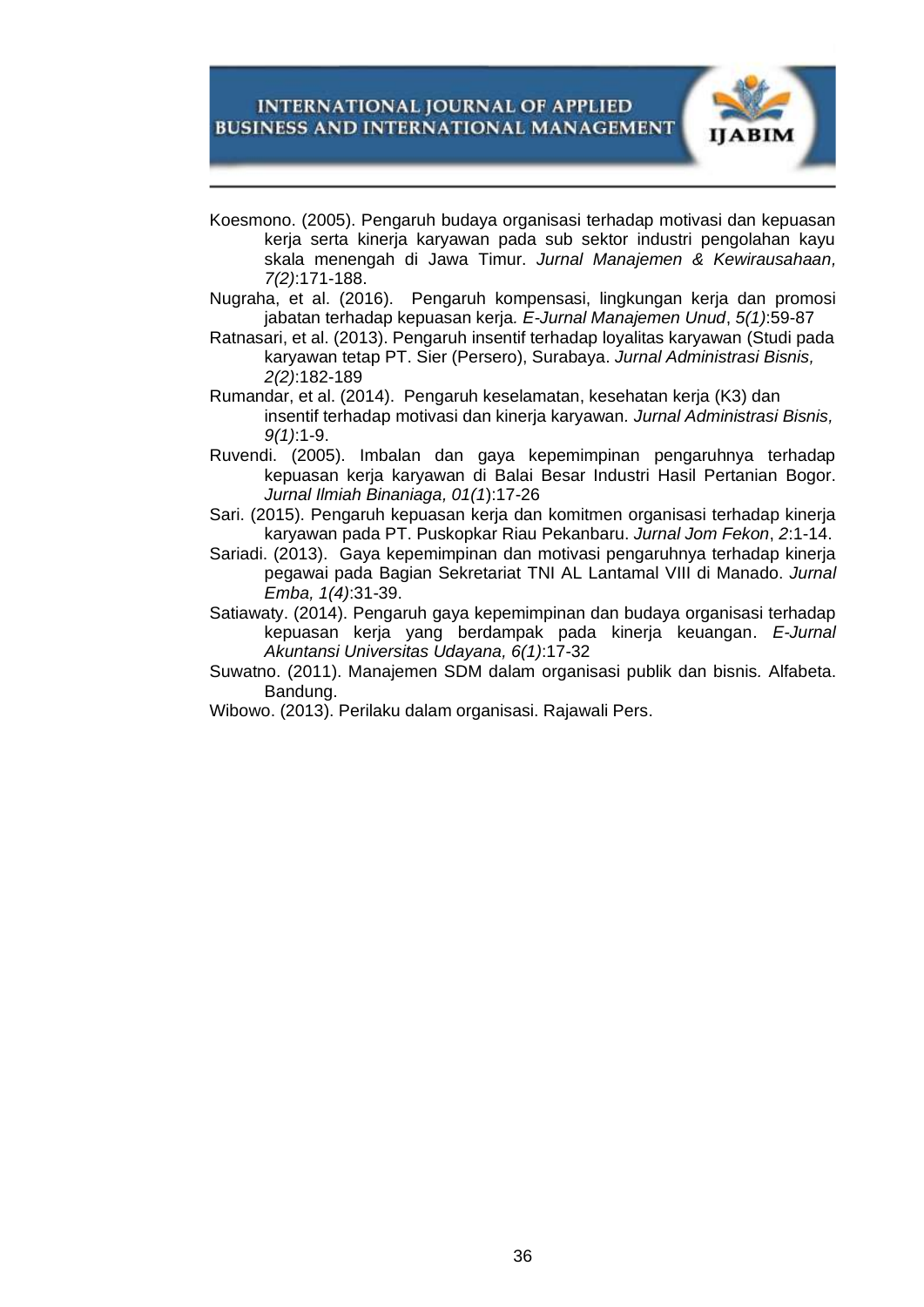Koesmono. (2005). Pengaruh budaya organisasi terhadap motivasi dan kepuasan kerja serta kinerja karyawan pada sub sektor industri pengolahan kayu skala menengah di Jawa Timur. *Jurnal Manajemen & Kewirausahaan, 7(2)*:171-188.

Nugraha, et al. (2016). Pengaruh kompensasi, lingkungan kerja dan promosi jabatan terhadap kepuasan kerja. *E-Jurnal Manajemen Unud*, *5(1)*:59-87

Ratnasari, et al. (2013). Pengaruh insentif terhadap loyalitas karyawan (Studi pada karyawan tetap PT. Sier (Persero), Surabaya. *Jurnal Administrasi Bisnis, 2(2)*:182-189

Rumandar, et al. (2014). Pengaruh keselamatan, kesehatan kerja (K3) dan insentif terhadap motivasi dan kinerja karyawan. *Jurnal Administrasi Bisnis, 9(1)*:1-9.

Ruvendi. (2005). Imbalan dan gaya kepemimpinan pengaruhnya terhadap kepuasan kerja karyawan di Balai Besar Industri Hasil Pertanian Bogor. *Jurnal Ilmiah Binaniaga, 01(1*):17-26

Sari. (2015). Pengaruh kepuasan kerja dan komitmen organisasi terhadap kinerja karyawan pada PT. Puskopkar Riau Pekanbaru. *Jurnal Jom Fekon*, *2*:1-14.

Sariadi. (2013). Gaya kepemimpinan dan motivasi pengaruhnya terhadap kinerja pegawai pada Bagian Sekretariat TNI AL Lantamal VIII di Manado. *Jurnal Emba, 1(4)*:31-39.

Satiawaty. (2014). Pengaruh gaya kepemimpinan dan budaya organisasi terhadap kepuasan kerja yang berdampak pada kinerja keuangan. *E-Jurnal Akuntansi Universitas Udayana, 6(1)*:17-32

Suwatno. (2011). Manajemen SDM dalam organisasi publik dan bisnis. Alfabeta. Bandung.

Wibowo. (2013). Perilaku dalam organisasi. Rajawali Pers.